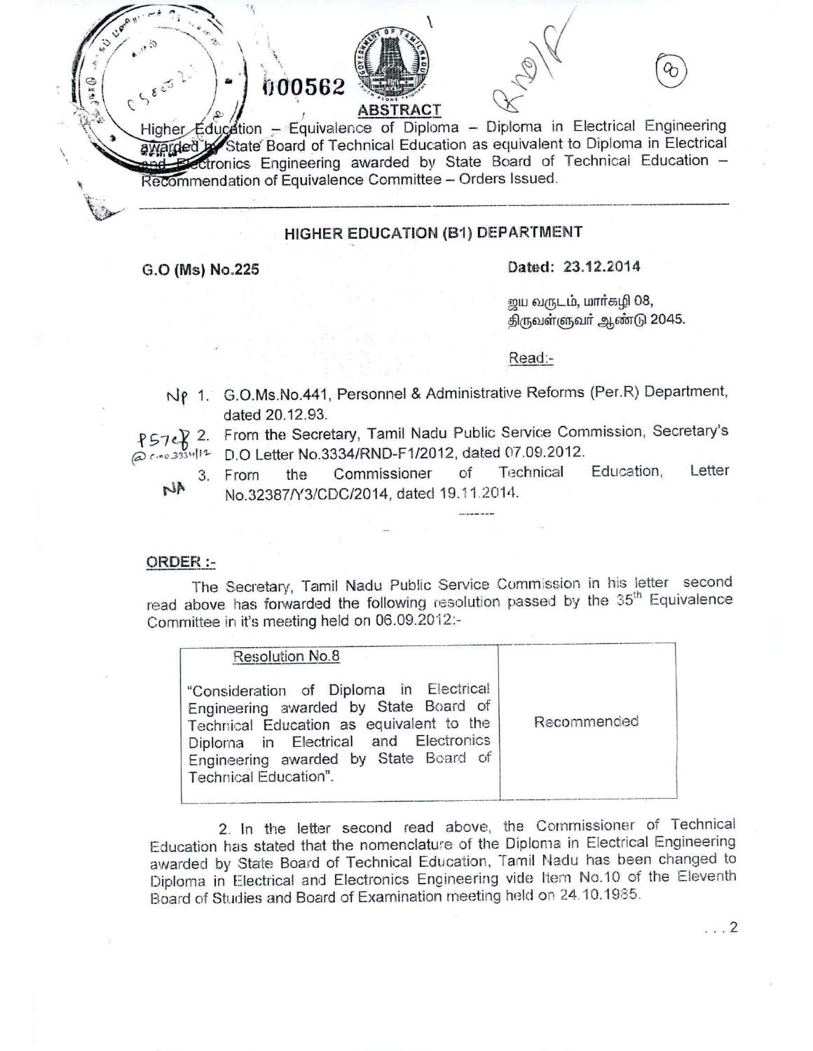000562

**ABSTRACT**

Higher Education – Equivalence of Diploma – Diploma in Electrical Engineering awarded by State Board of Technical Education as equivalent to Diploma in Electrical and Electronics Engineering awarded by State Board of Technical Education – Recommendation of Equivalence Committee – Orders Issued.

---

## HIGHER EDUCATION (B1) DEPARTMENT

**G.O (Ms) No.225** **Dated: 23.12.2014**

ஜய வருடம், மார்கழி 08,
திருவள்ளுவர் ஆண்டு 2045.

Read:-

1. G.O.Ms.No.441, Personnel & Administrative Reforms (Per.R) Department, dated 20.12.93.
2. From the Secretary, Tamil Nadu Public Service Commission, Secretary's D.O Letter No.3334/RND-F1/2012, dated 07.09.2012.
3. From the Commissioner of Technical Education, Letter No.32387/Y3/CDC/2014, dated 19.11.2014.

---

**ORDER :-**

The Secretary, Tamil Nadu Public Service Commission in his letter second read above has forwarded the following resolution passed by the 35th Equivalence Committee in it's meeting held on 06.09.2012:-

| Resolution No.8 "Consideration of Diploma in Electrical Engineering awarded by State Board of Technical Education as equivalent to the Diploma in Electrical and Electronics Engineering awarded by State Board of Technical Education". | Recommended |
|---|---|

2. In the letter second read above, the Commissioner of Technical Education has stated that the nomenclature of the Diploma in Electrical Engineering awarded by State Board of Technical Education, Tamil Nadu has been changed to Diploma in Electrical and Electronics Engineering vide Item No.10 of the Eleventh Board of Studies and Board of Examination meeting held on 24.10.1985.

. . . 2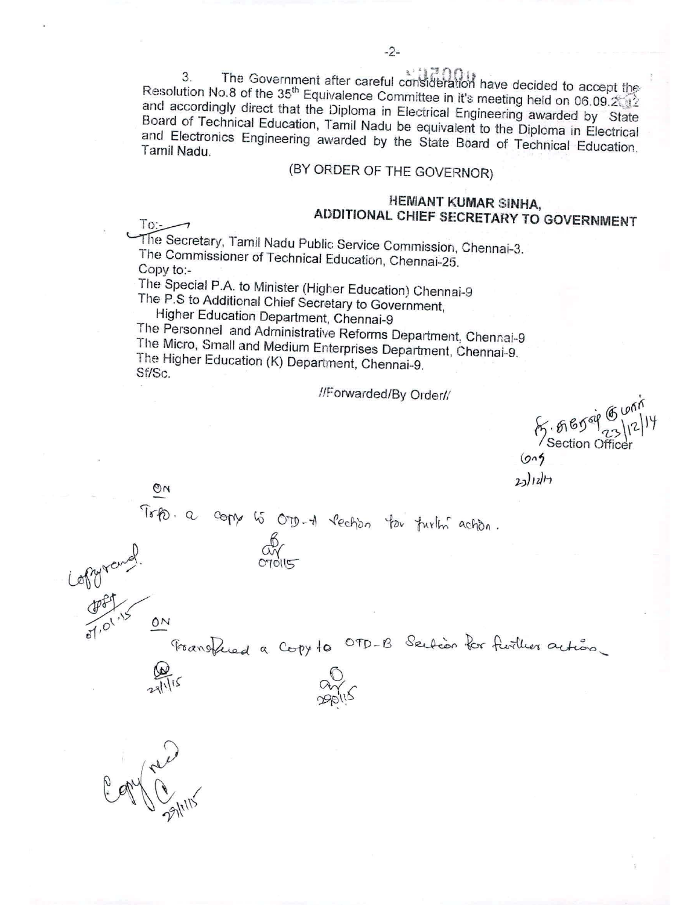3. The Government after careful consideration have decided to accept the Resolution No.8 of the 35th Equivalence Committee in it's meeting held on 06.09.2012 and accordingly direct that the Diploma in Electrical Engineering awarded by State Board of Technical Education, Tamil Nadu be equivalent to the Diploma in Electrical and Electronics Engineering awarded by the State Board of Technical Education, Tamil Nadu.

(BY ORDER OF THE GOVERNOR)

**HEMANT KUMAR SINHA,**
**ADDITIONAL CHIEF SECRETARY TO GOVERNMENT**

To:-

The Secretary, Tamil Nadu Public Service Commission, Chennai-3.
The Commissioner of Technical Education, Chennai-25.

Copy to:-

The Special P.A. to Minister (Higher Education) Chennai-9
The P.S to Additional Chief Secretary to Government,
Higher Education Department, Chennai-9
The Personnel and Administrative Reforms Department, Chennai-9
The Micro, Small and Medium Enterprises Department, Chennai-9.
The Higher Education (K) Department, Chennai-9.
Sf/Sc.

//Forwarded/By Order//

Section Officer
23/12/14

ON

Trfd. a copy to OTD-A section for further action.

07/01/15

Copy recd.
07.01.15

ON

Transferred a copy to OTD-B Section for further action

29/1/15

Copy recd
29/1/15